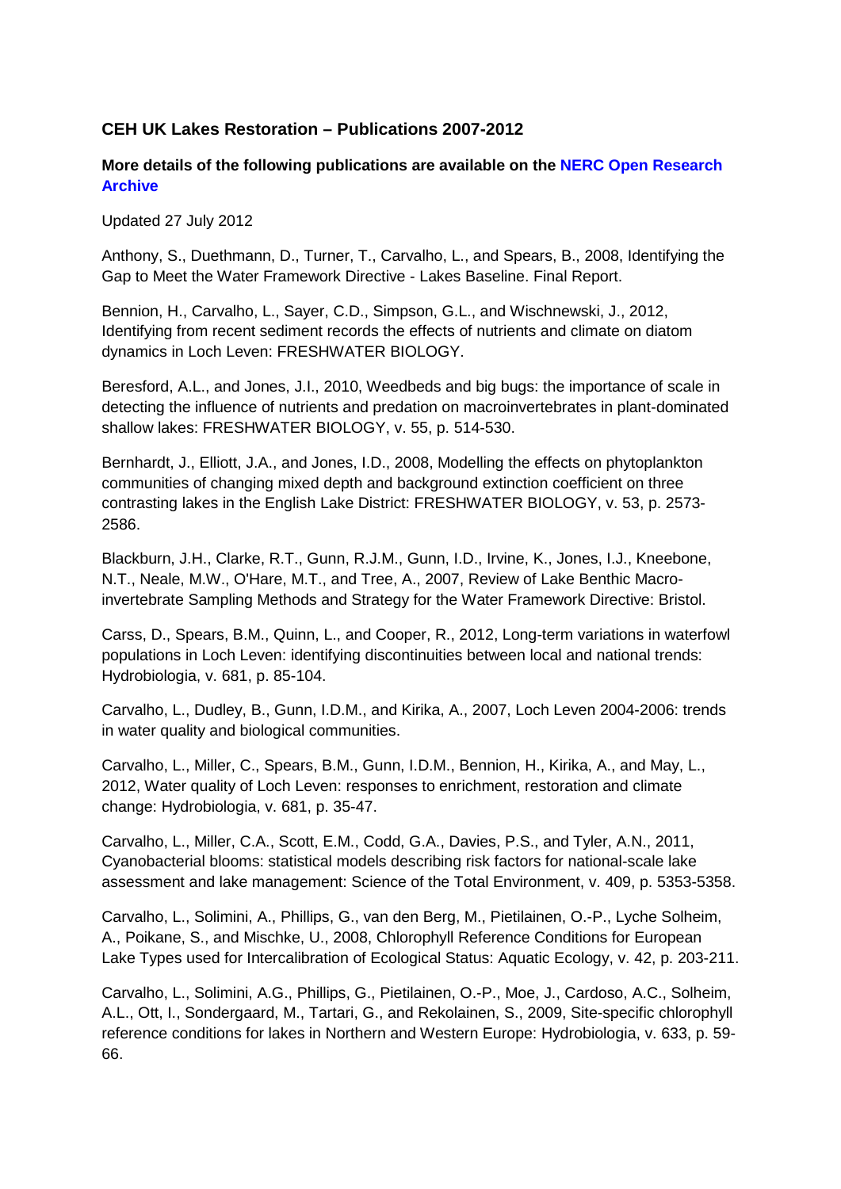### CEH UK Lakes Restoration – Publications 2007-2012

**More details of the following publications are available on the NERC Open Research Archive**

Updated 27 July 2012

Anthony, S., Duethmann, D., Turner, T., Carvalho, L., and Spears, B., 2008, Identifying the Gap to Meet the Water Framework Directive - Lakes Baseline. Final Report.

Bennion, H., Carvalho, L., Sayer, C.D., Simpson, G.L., and Wischnewski, J., 2012, Identifying from recent sediment records the effects of nutrients and climate on diatom dynamics in Loch Leven: FRESHWATER BIOLOGY.

Beresford, A.L., and Jones, J.I., 2010, Weedbeds and big bugs: the importance of scale in detecting the influence of nutrients and predation on macroinvertebrates in plant-dominated shallow lakes: FRESHWATER BIOLOGY, v. 55, p. 514-530.

Bernhardt, J., Elliott, J.A., and Jones, I.D., 2008, Modelling the effects on phytoplankton communities of changing mixed depth and background extinction coefficient on three contrasting lakes in the English Lake District: FRESHWATER BIOLOGY, v. 53, p. 2573-2586.

Blackburn, J.H., Clarke, R.T., Gunn, R.J.M., Gunn, I.D., Irvine, K., Jones, I.J., Kneebone, N.T., Neale, M.W., O'Hare, M.T., and Tree, A., 2007, Review of Lake Benthic Macro-invertebrate Sampling Methods and Strategy for the Water Framework Directive: Bristol.

Carss, D., Spears, B.M., Quinn, L., and Cooper, R., 2012, Long-term variations in waterfowl populations in Loch Leven: identifying discontinuities between local and national trends: Hydrobiologia, v. 681, p. 85-104.

Carvalho, L., Dudley, B., Gunn, I.D.M., and Kirika, A., 2007, Loch Leven 2004-2006: trends in water quality and biological communities.

Carvalho, L., Miller, C., Spears, B.M., Gunn, I.D.M., Bennion, H., Kirika, A., and May, L., 2012, Water quality of Loch Leven: responses to enrichment, restoration and climate change: Hydrobiologia, v. 681, p. 35-47.

Carvalho, L., Miller, C.A., Scott, E.M., Codd, G.A., Davies, P.S., and Tyler, A.N., 2011, Cyanobacterial blooms: statistical models describing risk factors for national-scale lake assessment and lake management: Science of the Total Environment, v. 409, p. 5353-5358.

Carvalho, L., Solimini, A., Phillips, G., van den Berg, M., Pietilainen, O.-P., Lyche Solheim, A., Poikane, S., and Mischke, U., 2008, Chlorophyll Reference Conditions for European Lake Types used for Intercalibration of Ecological Status: Aquatic Ecology, v. 42, p. 203-211.

Carvalho, L., Solimini, A.G., Phillips, G., Pietilainen, O.-P., Moe, J., Cardoso, A.C., Solheim, A.L., Ott, I., Sondergaard, M., Tartari, G., and Rekolainen, S., 2009, Site-specific chlorophyll reference conditions for lakes in Northern and Western Europe: Hydrobiologia, v. 633, p. 59-66.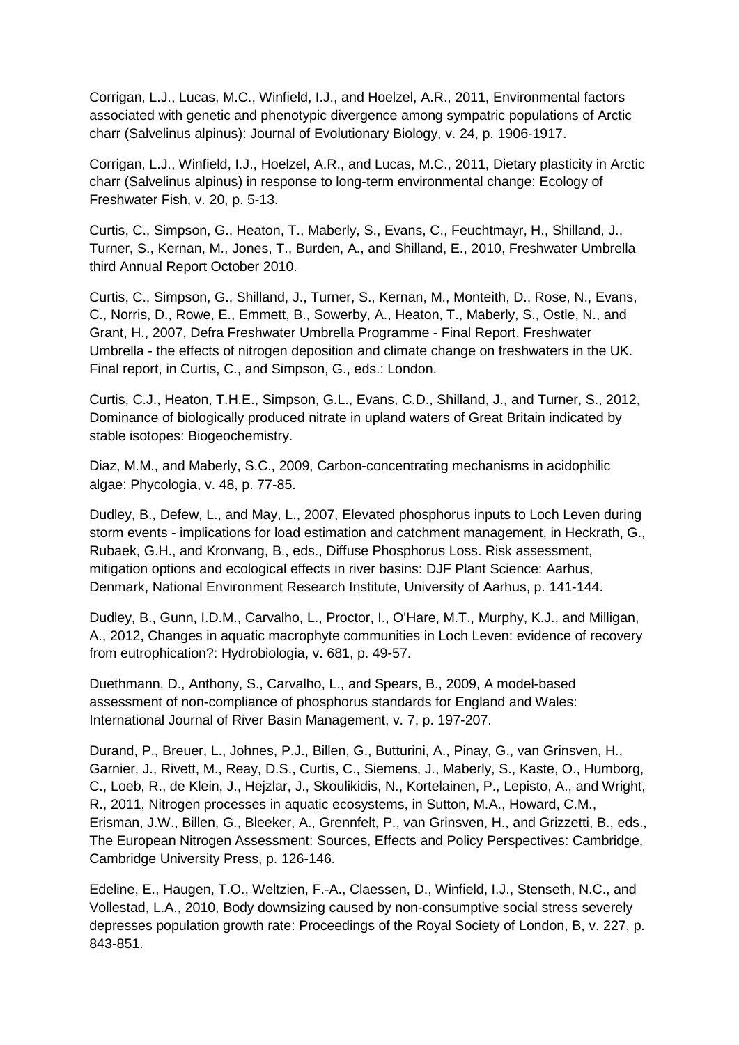Corrigan, L.J., Lucas, M.C., Winfield, I.J., and Hoelzel, A.R., 2011, Environmental factors associated with genetic and phenotypic divergence among sympatric populations of Arctic charr (Salvelinus alpinus): Journal of Evolutionary Biology, v. 24, p. 1906-1917.

Corrigan, L.J., Winfield, I.J., Hoelzel, A.R., and Lucas, M.C., 2011, Dietary plasticity in Arctic charr (Salvelinus alpinus) in response to long-term environmental change: Ecology of Freshwater Fish, v. 20, p. 5-13.

Curtis, C., Simpson, G., Heaton, T., Maberly, S., Evans, C., Feuchtmayr, H., Shilland, J., Turner, S., Kernan, M., Jones, T., Burden, A., and Shilland, E., 2010, Freshwater Umbrella third Annual Report October 2010.

Curtis, C., Simpson, G., Shilland, J., Turner, S., Kernan, M., Monteith, D., Rose, N., Evans, C., Norris, D., Rowe, E., Emmett, B., Sowerby, A., Heaton, T., Maberly, S., Ostle, N., and Grant, H., 2007, Defra Freshwater Umbrella Programme - Final Report. Freshwater Umbrella - the effects of nitrogen deposition and climate change on freshwaters in the UK. Final report, in Curtis, C., and Simpson, G., eds.: London.

Curtis, C.J., Heaton, T.H.E., Simpson, G.L., Evans, C.D., Shilland, J., and Turner, S., 2012, Dominance of biologically produced nitrate in upland waters of Great Britain indicated by stable isotopes: Biogeochemistry.

Diaz, M.M., and Maberly, S.C., 2009, Carbon-concentrating mechanisms in acidophilic algae: Phycologia, v. 48, p. 77-85.

Dudley, B., Defew, L., and May, L., 2007, Elevated phosphorus inputs to Loch Leven during storm events - implications for load estimation and catchment management, in Heckrath, G., Rubaek, G.H., and Kronvang, B., eds., Diffuse Phosphorus Loss. Risk assessment, mitigation options and ecological effects in river basins: DJF Plant Science: Aarhus, Denmark, National Environment Research Institute, University of Aarhus, p. 141-144.

Dudley, B., Gunn, I.D.M., Carvalho, L., Proctor, I., O'Hare, M.T., Murphy, K.J., and Milligan, A., 2012, Changes in aquatic macrophyte communities in Loch Leven: evidence of recovery from eutrophication?: Hydrobiologia, v. 681, p. 49-57.

Duethmann, D., Anthony, S., Carvalho, L., and Spears, B., 2009, A model-based assessment of non-compliance of phosphorus standards for England and Wales: International Journal of River Basin Management, v. 7, p. 197-207.

Durand, P., Breuer, L., Johnes, P.J., Billen, G., Butturini, A., Pinay, G., van Grinsven, H., Garnier, J., Rivett, M., Reay, D.S., Curtis, C., Siemens, J., Maberly, S., Kaste, O., Humborg, C., Loeb, R., de Klein, J., Hejzlar, J., Skoulikidis, N., Kortelainen, P., Lepisto, A., and Wright, R., 2011, Nitrogen processes in aquatic ecosystems, in Sutton, M.A., Howard, C.M., Erisman, J.W., Billen, G., Bleeker, A., Grennfelt, P., van Grinsven, H., and Grizzetti, B., eds., The European Nitrogen Assessment: Sources, Effects and Policy Perspectives: Cambridge, Cambridge University Press, p. 126-146.

Edeline, E., Haugen, T.O., Weltzien, F.-A., Claessen, D., Winfield, I.J., Stenseth, N.C., and Vollestad, L.A., 2010, Body downsizing caused by non-consumptive social stress severely depresses population growth rate: Proceedings of the Royal Society of London, B, v. 227, p. 843-851.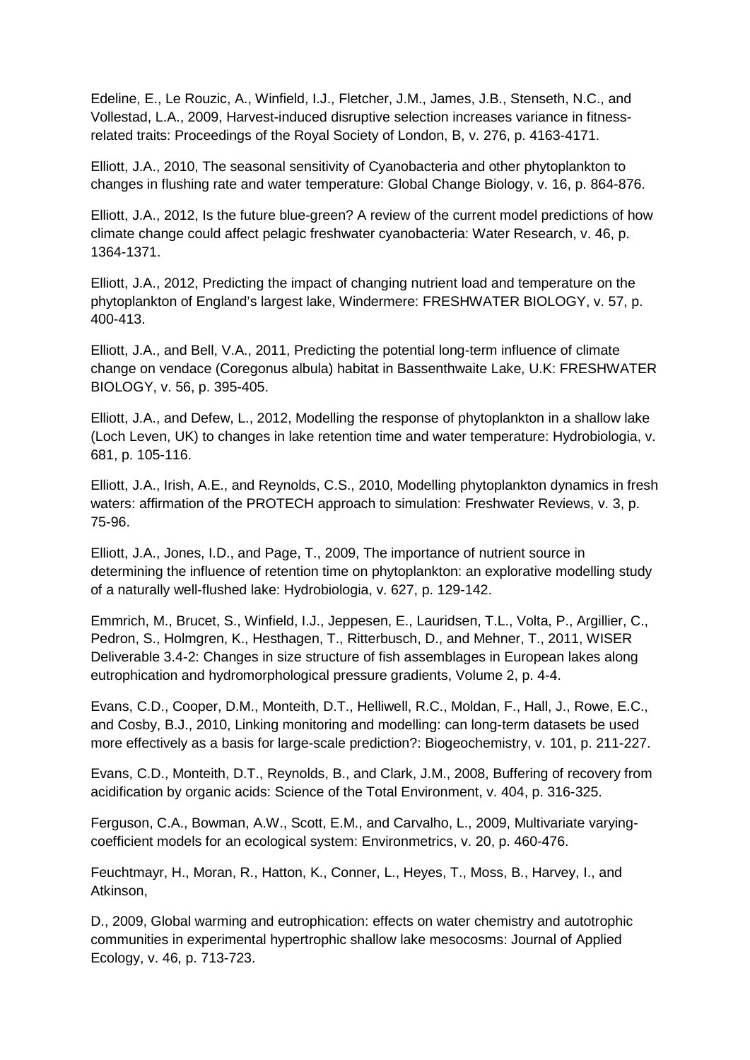Edeline, E., Le Rouzic, A., Winfield, I.J., Fletcher, J.M., James, J.B., Stenseth, N.C., and Vollestad, L.A., 2009, Harvest-induced disruptive selection increases variance in fitness-related traits: Proceedings of the Royal Society of London, B, v. 276, p. 4163-4171.

Elliott, J.A., 2010, The seasonal sensitivity of Cyanobacteria and other phytoplankton to changes in flushing rate and water temperature: Global Change Biology, v. 16, p. 864-876.

Elliott, J.A., 2012, Is the future blue-green? A review of the current model predictions of how climate change could affect pelagic freshwater cyanobacteria: Water Research, v. 46, p. 1364-1371.

Elliott, J.A., 2012, Predicting the impact of changing nutrient load and temperature on the phytoplankton of England's largest lake, Windermere: FRESHWATER BIOLOGY, v. 57, p. 400-413.

Elliott, J.A., and Bell, V.A., 2011, Predicting the potential long-term influence of climate change on vendace (Coregonus albula) habitat in Bassenthwaite Lake, U.K: FRESHWATER BIOLOGY, v. 56, p. 395-405.

Elliott, J.A., and Defew, L., 2012, Modelling the response of phytoplankton in a shallow lake (Loch Leven, UK) to changes in lake retention time and water temperature: Hydrobiologia, v. 681, p. 105-116.

Elliott, J.A., Irish, A.E., and Reynolds, C.S., 2010, Modelling phytoplankton dynamics in fresh waters: affirmation of the PROTECH approach to simulation: Freshwater Reviews, v. 3, p. 75-96.

Elliott, J.A., Jones, I.D., and Page, T., 2009, The importance of nutrient source in determining the influence of retention time on phytoplankton: an explorative modelling study of a naturally well-flushed lake: Hydrobiologia, v. 627, p. 129-142.

Emmrich, M., Brucet, S., Winfield, I.J., Jeppesen, E., Lauridsen, T.L., Volta, P., Argillier, C., Pedron, S., Holmgren, K., Hesthagen, T., Ritterbusch, D., and Mehner, T., 2011, WISER Deliverable 3.4-2: Changes in size structure of fish assemblages in European lakes along eutrophication and hydromorphological pressure gradients, Volume 2, p. 4-4.

Evans, C.D., Cooper, D.M., Monteith, D.T., Helliwell, R.C., Moldan, F., Hall, J., Rowe, E.C., and Cosby, B.J., 2010, Linking monitoring and modelling: can long-term datasets be used more effectively as a basis for large-scale prediction?: Biogeochemistry, v. 101, p. 211-227.

Evans, C.D., Monteith, D.T., Reynolds, B., and Clark, J.M., 2008, Buffering of recovery from acidification by organic acids: Science of the Total Environment, v. 404, p. 316-325.

Ferguson, C.A., Bowman, A.W., Scott, E.M., and Carvalho, L., 2009, Multivariate varying-coefficient models for an ecological system: Environmetrics, v. 20, p. 460-476.

Feuchtmayr, H., Moran, R., Hatton, K., Conner, L., Heyes, T., Moss, B., Harvey, I., and Atkinson,

D., 2009, Global warming and eutrophication: effects on water chemistry and autotrophic communities in experimental hypertrophic shallow lake mesocosms: Journal of Applied Ecology, v. 46, p. 713-723.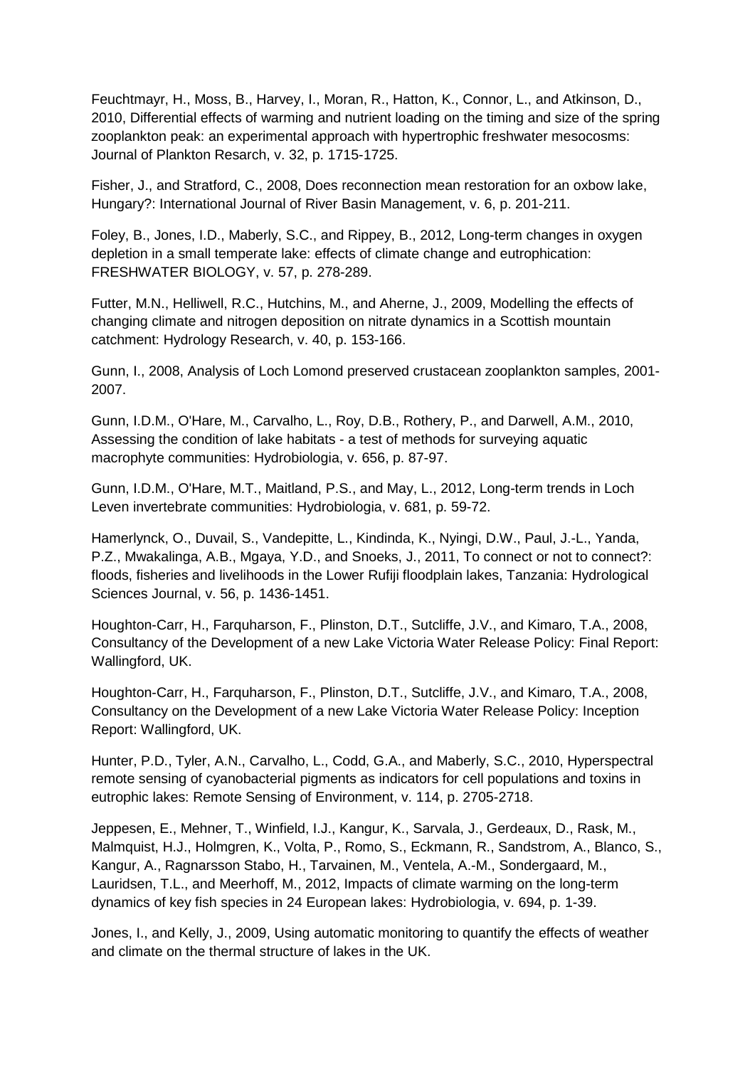Feuchtmayr, H., Moss, B., Harvey, I., Moran, R., Hatton, K., Connor, L., and Atkinson, D., 2010, Differential effects of warming and nutrient loading on the timing and size of the spring zooplankton peak: an experimental approach with hypertrophic freshwater mesocosms: Journal of Plankton Resarch, v. 32, p. 1715-1725.

Fisher, J., and Stratford, C., 2008, Does reconnection mean restoration for an oxbow lake, Hungary?: International Journal of River Basin Management, v. 6, p. 201-211.

Foley, B., Jones, I.D., Maberly, S.C., and Rippey, B., 2012, Long-term changes in oxygen depletion in a small temperate lake: effects of climate change and eutrophication: FRESHWATER BIOLOGY, v. 57, p. 278-289.

Futter, M.N., Helliwell, R.C., Hutchins, M., and Aherne, J., 2009, Modelling the effects of changing climate and nitrogen deposition on nitrate dynamics in a Scottish mountain catchment: Hydrology Research, v. 40, p. 153-166.

Gunn, I., 2008, Analysis of Loch Lomond preserved crustacean zooplankton samples, 2001-2007.

Gunn, I.D.M., O'Hare, M., Carvalho, L., Roy, D.B., Rothery, P., and Darwell, A.M., 2010, Assessing the condition of lake habitats - a test of methods for surveying aquatic macrophyte communities: Hydrobiologia, v. 656, p. 87-97.

Gunn, I.D.M., O'Hare, M.T., Maitland, P.S., and May, L., 2012, Long-term trends in Loch Leven invertebrate communities: Hydrobiologia, v. 681, p. 59-72.

Hamerlynck, O., Duvail, S., Vandepitte, L., Kindinda, K., Nyingi, D.W., Paul, J.-L., Yanda, P.Z., Mwakalinga, A.B., Mgaya, Y.D., and Snoeks, J., 2011, To connect or not to connect?: floods, fisheries and livelihoods in the Lower Rufiji floodplain lakes, Tanzania: Hydrological Sciences Journal, v. 56, p. 1436-1451.

Houghton-Carr, H., Farquharson, F., Plinston, D.T., Sutcliffe, J.V., and Kimaro, T.A., 2008, Consultancy of the Development of a new Lake Victoria Water Release Policy: Final Report: Wallingford, UK.

Houghton-Carr, H., Farquharson, F., Plinston, D.T., Sutcliffe, J.V., and Kimaro, T.A., 2008, Consultancy on the Development of a new Lake Victoria Water Release Policy: Inception Report: Wallingford, UK.

Hunter, P.D., Tyler, A.N., Carvalho, L., Codd, G.A., and Maberly, S.C., 2010, Hyperspectral remote sensing of cyanobacterial pigments as indicators for cell populations and toxins in eutrophic lakes: Remote Sensing of Environment, v. 114, p. 2705-2718.

Jeppesen, E., Mehner, T., Winfield, I.J., Kangur, K., Sarvala, J., Gerdeaux, D., Rask, M., Malmquist, H.J., Holmgren, K., Volta, P., Romo, S., Eckmann, R., Sandstrom, A., Blanco, S., Kangur, A., Ragnarsson Stabo, H., Tarvainen, M., Ventela, A.-M., Sondergaard, M., Lauridsen, T.L., and Meerhoff, M., 2012, Impacts of climate warming on the long-term dynamics of key fish species in 24 European lakes: Hydrobiologia, v. 694, p. 1-39.

Jones, I., and Kelly, J., 2009, Using automatic monitoring to quantify the effects of weather and climate on the thermal structure of lakes in the UK.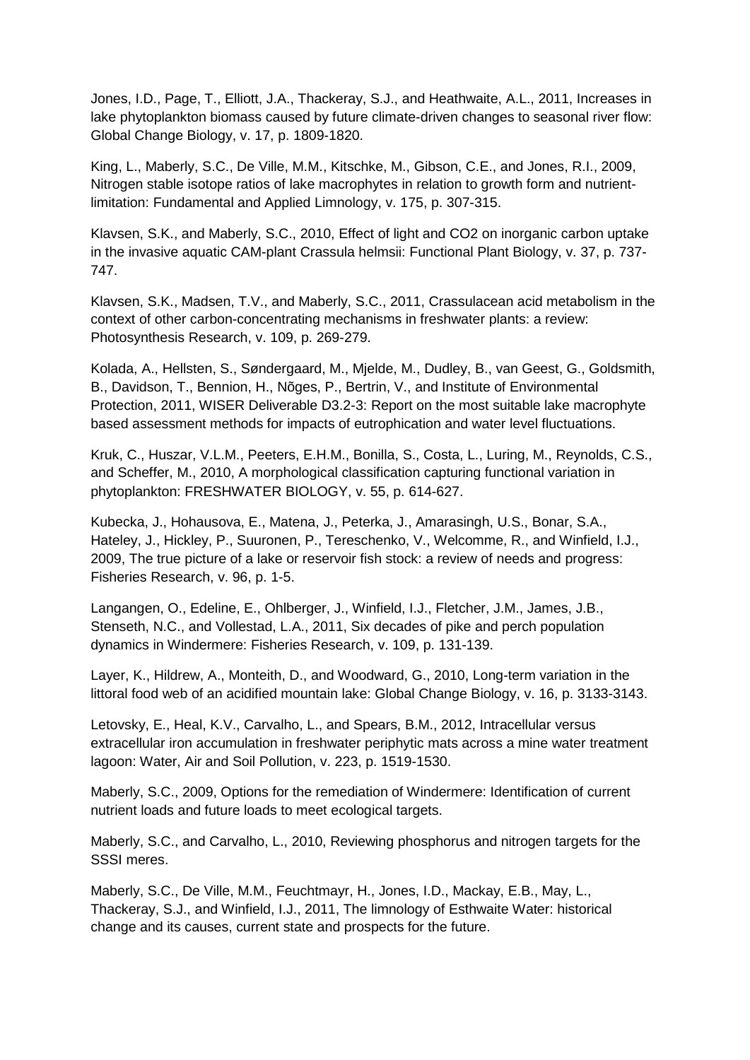Jones, I.D., Page, T., Elliott, J.A., Thackeray, S.J., and Heathwaite, A.L., 2011, Increases in lake phytoplankton biomass caused by future climate-driven changes to seasonal river flow: Global Change Biology, v. 17, p. 1809-1820.

King, L., Maberly, S.C., De Ville, M.M., Kitschke, M., Gibson, C.E., and Jones, R.I., 2009, Nitrogen stable isotope ratios of lake macrophytes in relation to growth form and nutrient-limitation: Fundamental and Applied Limnology, v. 175, p. 307-315.

Klavsen, S.K., and Maberly, S.C., 2010, Effect of light and CO2 on inorganic carbon uptake in the invasive aquatic CAM-plant Crassula helmsii: Functional Plant Biology, v. 37, p. 737-747.

Klavsen, S.K., Madsen, T.V., and Maberly, S.C., 2011, Crassulacean acid metabolism in the context of other carbon-concentrating mechanisms in freshwater plants: a review: Photosynthesis Research, v. 109, p. 269-279.

Kolada, A., Hellsten, S., Søndergaard, M., Mjelde, M., Dudley, B., van Geest, G., Goldsmith, B., Davidson, T., Bennion, H., Nõges, P., Bertrin, V., and Institute of Environmental Protection, 2011, WISER Deliverable D3.2-3: Report on the most suitable lake macrophyte based assessment methods for impacts of eutrophication and water level fluctuations.

Kruk, C., Huszar, V.L.M., Peeters, E.H.M., Bonilla, S., Costa, L., Luring, M., Reynolds, C.S., and Scheffer, M., 2010, A morphological classification capturing functional variation in phytoplankton: FRESHWATER BIOLOGY, v. 55, p. 614-627.

Kubecka, J., Hohausova, E., Matena, J., Peterka, J., Amarasingh, U.S., Bonar, S.A., Hateley, J., Hickley, P., Suuronen, P., Tereschenko, V., Welcomme, R., and Winfield, I.J., 2009, The true picture of a lake or reservoir fish stock: a review of needs and progress: Fisheries Research, v. 96, p. 1-5.

Langangen, O., Edeline, E., Ohlberger, J., Winfield, I.J., Fletcher, J.M., James, J.B., Stenseth, N.C., and Vollestad, L.A., 2011, Six decades of pike and perch population dynamics in Windermere: Fisheries Research, v. 109, p. 131-139.

Layer, K., Hildrew, A., Monteith, D., and Woodward, G., 2010, Long-term variation in the littoral food web of an acidified mountain lake: Global Change Biology, v. 16, p. 3133-3143.

Letovsky, E., Heal, K.V., Carvalho, L., and Spears, B.M., 2012, Intracellular versus extracellular iron accumulation in freshwater periphytic mats across a mine water treatment lagoon: Water, Air and Soil Pollution, v. 223, p. 1519-1530.

Maberly, S.C., 2009, Options for the remediation of Windermere: Identification of current nutrient loads and future loads to meet ecological targets.

Maberly, S.C., and Carvalho, L., 2010, Reviewing phosphorus and nitrogen targets for the SSSI meres.

Maberly, S.C., De Ville, M.M., Feuchtmayr, H., Jones, I.D., Mackay, E.B., May, L., Thackeray, S.J., and Winfield, I.J., 2011, The limnology of Esthwaite Water: historical change and its causes, current state and prospects for the future.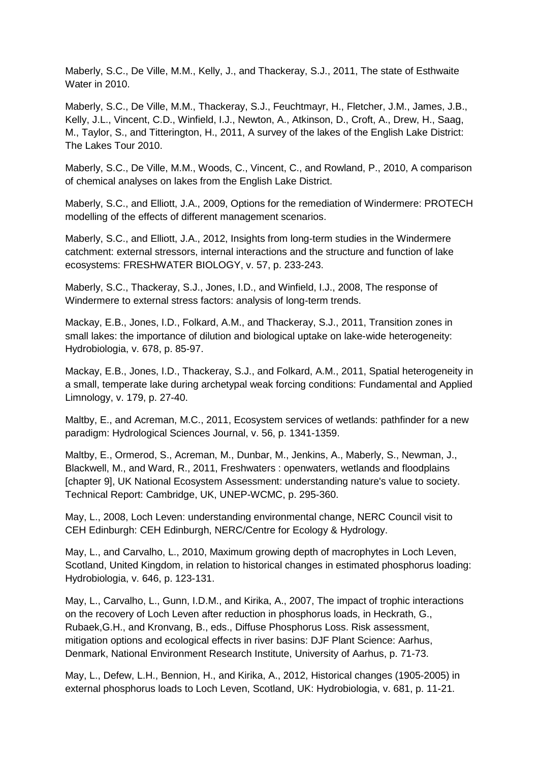Maberly, S.C., De Ville, M.M., Kelly, J., and Thackeray, S.J., 2011, The state of Esthwaite Water in 2010.

Maberly, S.C., De Ville, M.M., Thackeray, S.J., Feuchtmayr, H., Fletcher, J.M., James, J.B., Kelly, J.L., Vincent, C.D., Winfield, I.J., Newton, A., Atkinson, D., Croft, A., Drew, H., Saag, M., Taylor, S., and Titterington, H., 2011, A survey of the lakes of the English Lake District: The Lakes Tour 2010.

Maberly, S.C., De Ville, M.M., Woods, C., Vincent, C., and Rowland, P., 2010, A comparison of chemical analyses on lakes from the English Lake District.

Maberly, S.C., and Elliott, J.A., 2009, Options for the remediation of Windermere: PROTECH modelling of the effects of different management scenarios.

Maberly, S.C., and Elliott, J.A., 2012, Insights from long-term studies in the Windermere catchment: external stressors, internal interactions and the structure and function of lake ecosystems: FRESHWATER BIOLOGY, v. 57, p. 233-243.

Maberly, S.C., Thackeray, S.J., Jones, I.D., and Winfield, I.J., 2008, The response of Windermere to external stress factors: analysis of long-term trends.

Mackay, E.B., Jones, I.D., Folkard, A.M., and Thackeray, S.J., 2011, Transition zones in small lakes: the importance of dilution and biological uptake on lake-wide heterogeneity: Hydrobiologia, v. 678, p. 85-97.

Mackay, E.B., Jones, I.D., Thackeray, S.J., and Folkard, A.M., 2011, Spatial heterogeneity in a small, temperate lake during archetypal weak forcing conditions: Fundamental and Applied Limnology, v. 179, p. 27-40.

Maltby, E., and Acreman, M.C., 2011, Ecosystem services of wetlands: pathfinder for a new paradigm: Hydrological Sciences Journal, v. 56, p. 1341-1359.

Maltby, E., Ormerod, S., Acreman, M., Dunbar, M., Jenkins, A., Maberly, S., Newman, J., Blackwell, M., and Ward, R., 2011, Freshwaters : openwaters, wetlands and floodplains [chapter 9], UK National Ecosystem Assessment: understanding nature's value to society. Technical Report: Cambridge, UK, UNEP-WCMC, p. 295-360.

May, L., 2008, Loch Leven: understanding environmental change, NERC Council visit to CEH Edinburgh: CEH Edinburgh, NERC/Centre for Ecology & Hydrology.

May, L., and Carvalho, L., 2010, Maximum growing depth of macrophytes in Loch Leven, Scotland, United Kingdom, in relation to historical changes in estimated phosphorus loading: Hydrobiologia, v. 646, p. 123-131.

May, L., Carvalho, L., Gunn, I.D.M., and Kirika, A., 2007, The impact of trophic interactions on the recovery of Loch Leven after reduction in phosphorus loads, in Heckrath, G., Rubaek,G.H., and Kronvang, B., eds., Diffuse Phosphorus Loss. Risk assessment, mitigation options and ecological effects in river basins: DJF Plant Science: Aarhus, Denmark, National Environment Research Institute, University of Aarhus, p. 71-73.

May, L., Defew, L.H., Bennion, H., and Kirika, A., 2012, Historical changes (1905-2005) in external phosphorus loads to Loch Leven, Scotland, UK: Hydrobiologia, v. 681, p. 11-21.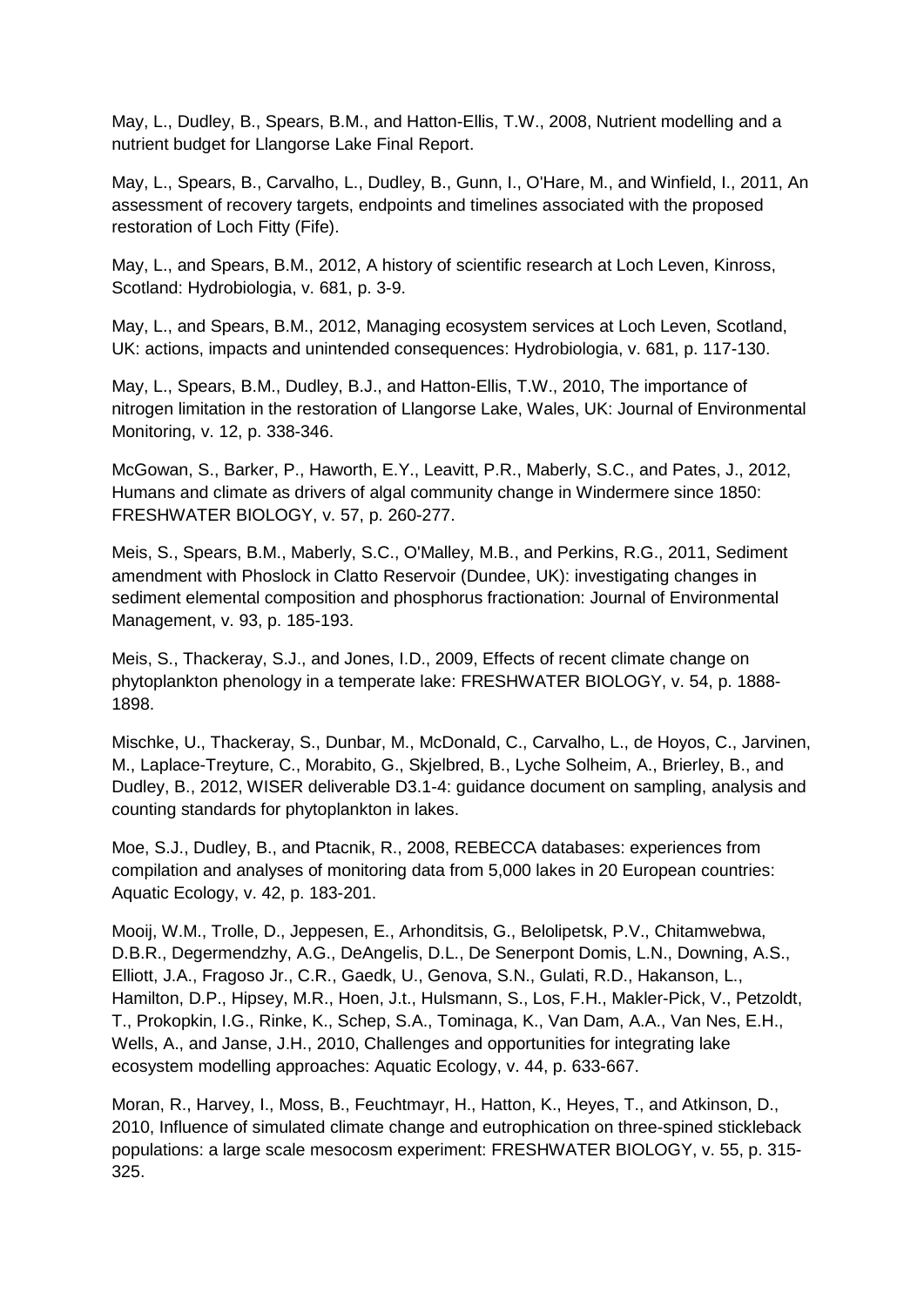May, L., Dudley, B., Spears, B.M., and Hatton-Ellis, T.W., 2008, Nutrient modelling and a nutrient budget for Llangorse Lake Final Report.

May, L., Spears, B., Carvalho, L., Dudley, B., Gunn, I., O'Hare, M., and Winfield, I., 2011, An assessment of recovery targets, endpoints and timelines associated with the proposed restoration of Loch Fitty (Fife).

May, L., and Spears, B.M., 2012, A history of scientific research at Loch Leven, Kinross, Scotland: Hydrobiologia, v. 681, p. 3-9.

May, L., and Spears, B.M., 2012, Managing ecosystem services at Loch Leven, Scotland, UK: actions, impacts and unintended consequences: Hydrobiologia, v. 681, p. 117-130.

May, L., Spears, B.M., Dudley, B.J., and Hatton-Ellis, T.W., 2010, The importance of nitrogen limitation in the restoration of Llangorse Lake, Wales, UK: Journal of Environmental Monitoring, v. 12, p. 338-346.

McGowan, S., Barker, P., Haworth, E.Y., Leavitt, P.R., Maberly, S.C., and Pates, J., 2012, Humans and climate as drivers of algal community change in Windermere since 1850: FRESHWATER BIOLOGY, v. 57, p. 260-277.

Meis, S., Spears, B.M., Maberly, S.C., O'Malley, M.B., and Perkins, R.G., 2011, Sediment amendment with Phoslock in Clatto Reservoir (Dundee, UK): investigating changes in sediment elemental composition and phosphorus fractionation: Journal of Environmental Management, v. 93, p. 185-193.

Meis, S., Thackeray, S.J., and Jones, I.D., 2009, Effects of recent climate change on phytoplankton phenology in a temperate lake: FRESHWATER BIOLOGY, v. 54, p. 1888-1898.

Mischke, U., Thackeray, S., Dunbar, M., McDonald, C., Carvalho, L., de Hoyos, C., Jarvinen, M., Laplace-Treyture, C., Morabito, G., Skjelbred, B., Lyche Solheim, A., Brierley, B., and Dudley, B., 2012, WISER deliverable D3.1-4: guidance document on sampling, analysis and counting standards for phytoplankton in lakes.

Moe, S.J., Dudley, B., and Ptacnik, R., 2008, REBECCA databases: experiences from compilation and analyses of monitoring data from 5,000 lakes in 20 European countries: Aquatic Ecology, v. 42, p. 183-201.

Mooij, W.M., Trolle, D., Jeppesen, E., Arhonditsis, G., Belolipetsk, P.V., Chitamwebwa, D.B.R., Degermendzhy, A.G., DeAngelis, D.L., De Senerpont Domis, L.N., Downing, A.S., Elliott, J.A., Fragoso Jr., C.R., Gaedk, U., Genova, S.N., Gulati, R.D., Hakanson, L., Hamilton, D.P., Hipsey, M.R., Hoen, J.t., Hulsmann, S., Los, F.H., Makler-Pick, V., Petzoldt, T., Prokopkin, I.G., Rinke, K., Schep, S.A., Tominaga, K., Van Dam, A.A., Van Nes, E.H., Wells, A., and Janse, J.H., 2010, Challenges and opportunities for integrating lake ecosystem modelling approaches: Aquatic Ecology, v. 44, p. 633-667.

Moran, R., Harvey, I., Moss, B., Feuchtmayr, H., Hatton, K., Heyes, T., and Atkinson, D., 2010, Influence of simulated climate change and eutrophication on three-spined stickleback populations: a large scale mesocosm experiment: FRESHWATER BIOLOGY, v. 55, p. 315-325.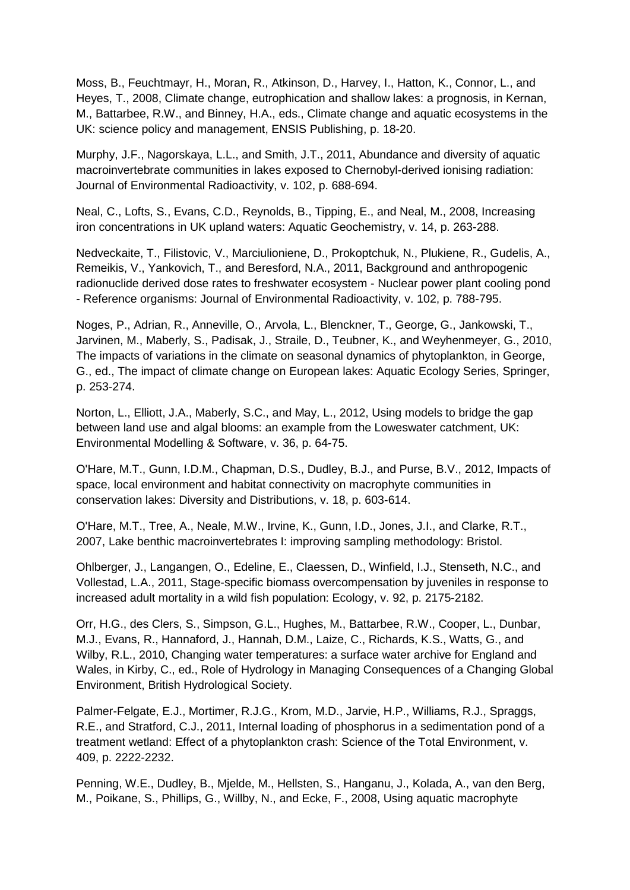Moss, B., Feuchtmayr, H., Moran, R., Atkinson, D., Harvey, I., Hatton, K., Connor, L., and Heyes, T., 2008, Climate change, eutrophication and shallow lakes: a prognosis, in Kernan, M., Battarbee, R.W., and Binney, H.A., eds., Climate change and aquatic ecosystems in the UK: science policy and management, ENSIS Publishing, p. 18-20.

Murphy, J.F., Nagorskaya, L.L., and Smith, J.T., 2011, Abundance and diversity of aquatic macroinvertebrate communities in lakes exposed to Chernobyl-derived ionising radiation: Journal of Environmental Radioactivity, v. 102, p. 688-694.

Neal, C., Lofts, S., Evans, C.D., Reynolds, B., Tipping, E., and Neal, M., 2008, Increasing iron concentrations in UK upland waters: Aquatic Geochemistry, v. 14, p. 263-288.

Nedveckaite, T., Filistovic, V., Marciulioniene, D., Prokoptchuk, N., Plukiene, R., Gudelis, A., Remeikis, V., Yankovich, T., and Beresford, N.A., 2011, Background and anthropogenic radionuclide derived dose rates to freshwater ecosystem - Nuclear power plant cooling pond - Reference organisms: Journal of Environmental Radioactivity, v. 102, p. 788-795.

Noges, P., Adrian, R., Anneville, O., Arvola, L., Blenckner, T., George, G., Jankowski, T., Jarvinen, M., Maberly, S., Padisak, J., Straile, D., Teubner, K., and Weyhenmeyer, G., 2010, The impacts of variations in the climate on seasonal dynamics of phytoplankton, in George, G., ed., The impact of climate change on European lakes: Aquatic Ecology Series, Springer, p. 253-274.

Norton, L., Elliott, J.A., Maberly, S.C., and May, L., 2012, Using models to bridge the gap between land use and algal blooms: an example from the Loweswater catchment, UK: Environmental Modelling & Software, v. 36, p. 64-75.

O'Hare, M.T., Gunn, I.D.M., Chapman, D.S., Dudley, B.J., and Purse, B.V., 2012, Impacts of space, local environment and habitat connectivity on macrophyte communities in conservation lakes: Diversity and Distributions, v. 18, p. 603-614.

O'Hare, M.T., Tree, A., Neale, M.W., Irvine, K., Gunn, I.D., Jones, J.I., and Clarke, R.T., 2007, Lake benthic macroinvertebrates I: improving sampling methodology: Bristol.

Ohlberger, J., Langangen, O., Edeline, E., Claessen, D., Winfield, I.J., Stenseth, N.C., and Vollestad, L.A., 2011, Stage-specific biomass overcompensation by juveniles in response to increased adult mortality in a wild fish population: Ecology, v. 92, p. 2175-2182.

Orr, H.G., des Clers, S., Simpson, G.L., Hughes, M., Battarbee, R.W., Cooper, L., Dunbar, M.J., Evans, R., Hannaford, J., Hannah, D.M., Laize, C., Richards, K.S., Watts, G., and Wilby, R.L., 2010, Changing water temperatures: a surface water archive for England and Wales, in Kirby, C., ed., Role of Hydrology in Managing Consequences of a Changing Global Environment, British Hydrological Society.

Palmer-Felgate, E.J., Mortimer, R.J.G., Krom, M.D., Jarvie, H.P., Williams, R.J., Spraggs, R.E., and Stratford, C.J., 2011, Internal loading of phosphorus in a sedimentation pond of a treatment wetland: Effect of a phytoplankton crash: Science of the Total Environment, v. 409, p. 2222-2232.

Penning, W.E., Dudley, B., Mjelde, M., Hellsten, S., Hanganu, J., Kolada, A., van den Berg, M., Poikane, S., Phillips, G., Willby, N., and Ecke, F., 2008, Using aquatic macrophyte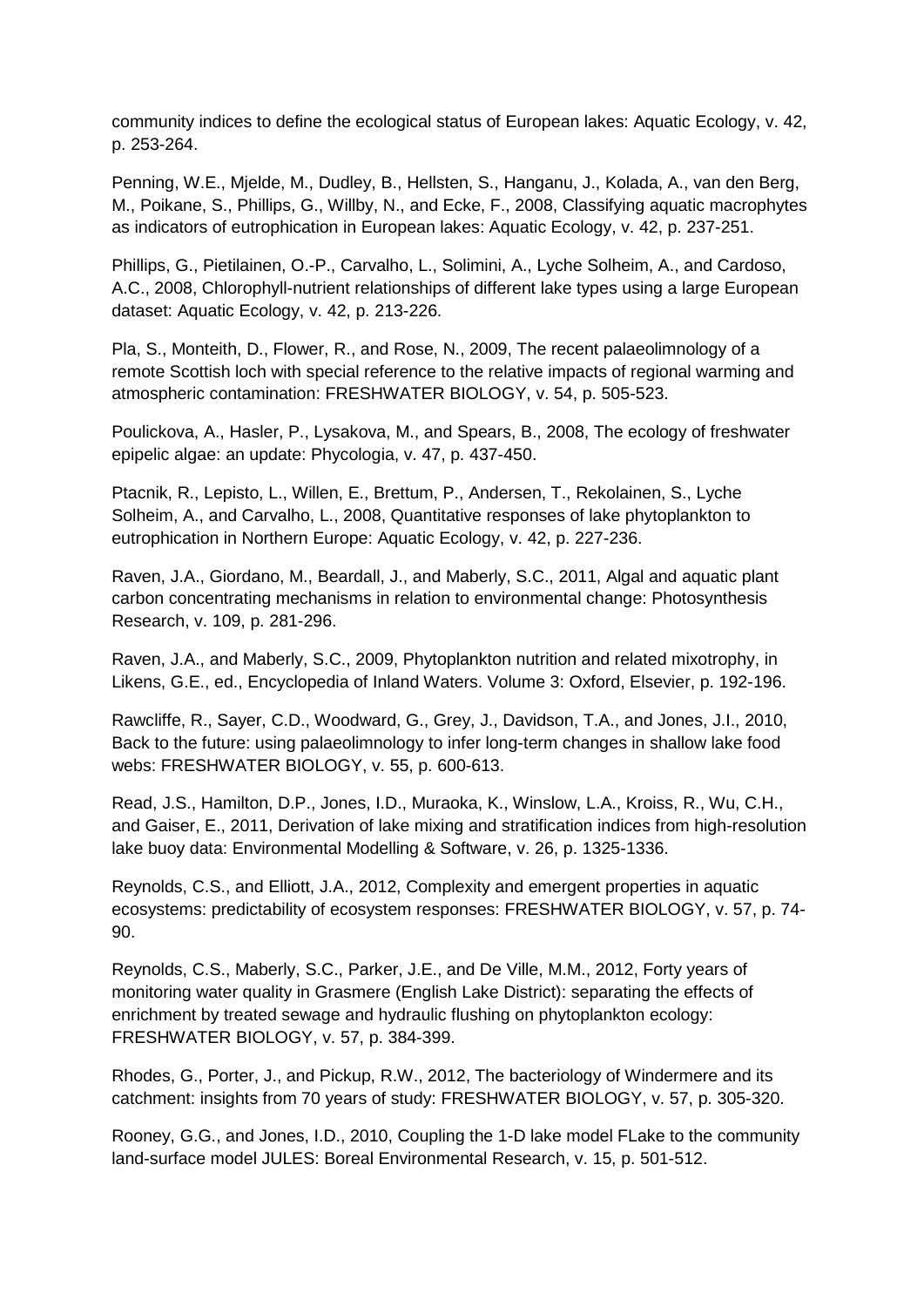community indices to define the ecological status of European lakes: Aquatic Ecology, v. 42, p. 253-264.

Penning, W.E., Mjelde, M., Dudley, B., Hellsten, S., Hanganu, J., Kolada, A., van den Berg, M., Poikane, S., Phillips, G., Willby, N., and Ecke, F., 2008, Classifying aquatic macrophytes as indicators of eutrophication in European lakes: Aquatic Ecology, v. 42, p. 237-251.

Phillips, G., Pietilainen, O.-P., Carvalho, L., Solimini, A., Lyche Solheim, A., and Cardoso, A.C., 2008, Chlorophyll-nutrient relationships of different lake types using a large European dataset: Aquatic Ecology, v. 42, p. 213-226.

Pla, S., Monteith, D., Flower, R., and Rose, N., 2009, The recent palaeolimnology of a remote Scottish loch with special reference to the relative impacts of regional warming and atmospheric contamination: FRESHWATER BIOLOGY, v. 54, p. 505-523.

Poulickova, A., Hasler, P., Lysakova, M., and Spears, B., 2008, The ecology of freshwater epipelic algae: an update: Phycologia, v. 47, p. 437-450.

Ptacnik, R., Lepisto, L., Willen, E., Brettum, P., Andersen, T., Rekolainen, S., Lyche Solheim, A., and Carvalho, L., 2008, Quantitative responses of lake phytoplankton to eutrophication in Northern Europe: Aquatic Ecology, v. 42, p. 227-236.

Raven, J.A., Giordano, M., Beardall, J., and Maberly, S.C., 2011, Algal and aquatic plant carbon concentrating mechanisms in relation to environmental change: Photosynthesis Research, v. 109, p. 281-296.

Raven, J.A., and Maberly, S.C., 2009, Phytoplankton nutrition and related mixotrophy, in Likens, G.E., ed., Encyclopedia of Inland Waters. Volume 3: Oxford, Elsevier, p. 192-196.

Rawcliffe, R., Sayer, C.D., Woodward, G., Grey, J., Davidson, T.A., and Jones, J.I., 2010, Back to the future: using palaeolimnology to infer long-term changes in shallow lake food webs: FRESHWATER BIOLOGY, v. 55, p. 600-613.

Read, J.S., Hamilton, D.P., Jones, I.D., Muraoka, K., Winslow, L.A., Kroiss, R., Wu, C.H., and Gaiser, E., 2011, Derivation of lake mixing and stratification indices from high-resolution lake buoy data: Environmental Modelling & Software, v. 26, p. 1325-1336.

Reynolds, C.S., and Elliott, J.A., 2012, Complexity and emergent properties in aquatic ecosystems: predictability of ecosystem responses: FRESHWATER BIOLOGY, v. 57, p. 74-90.

Reynolds, C.S., Maberly, S.C., Parker, J.E., and De Ville, M.M., 2012, Forty years of monitoring water quality in Grasmere (English Lake District): separating the effects of enrichment by treated sewage and hydraulic flushing on phytoplankton ecology: FRESHWATER BIOLOGY, v. 57, p. 384-399.

Rhodes, G., Porter, J., and Pickup, R.W., 2012, The bacteriology of Windermere and its catchment: insights from 70 years of study: FRESHWATER BIOLOGY, v. 57, p. 305-320.

Rooney, G.G., and Jones, I.D., 2010, Coupling the 1-D lake model FLake to the community land-surface model JULES: Boreal Environmental Research, v. 15, p. 501-512.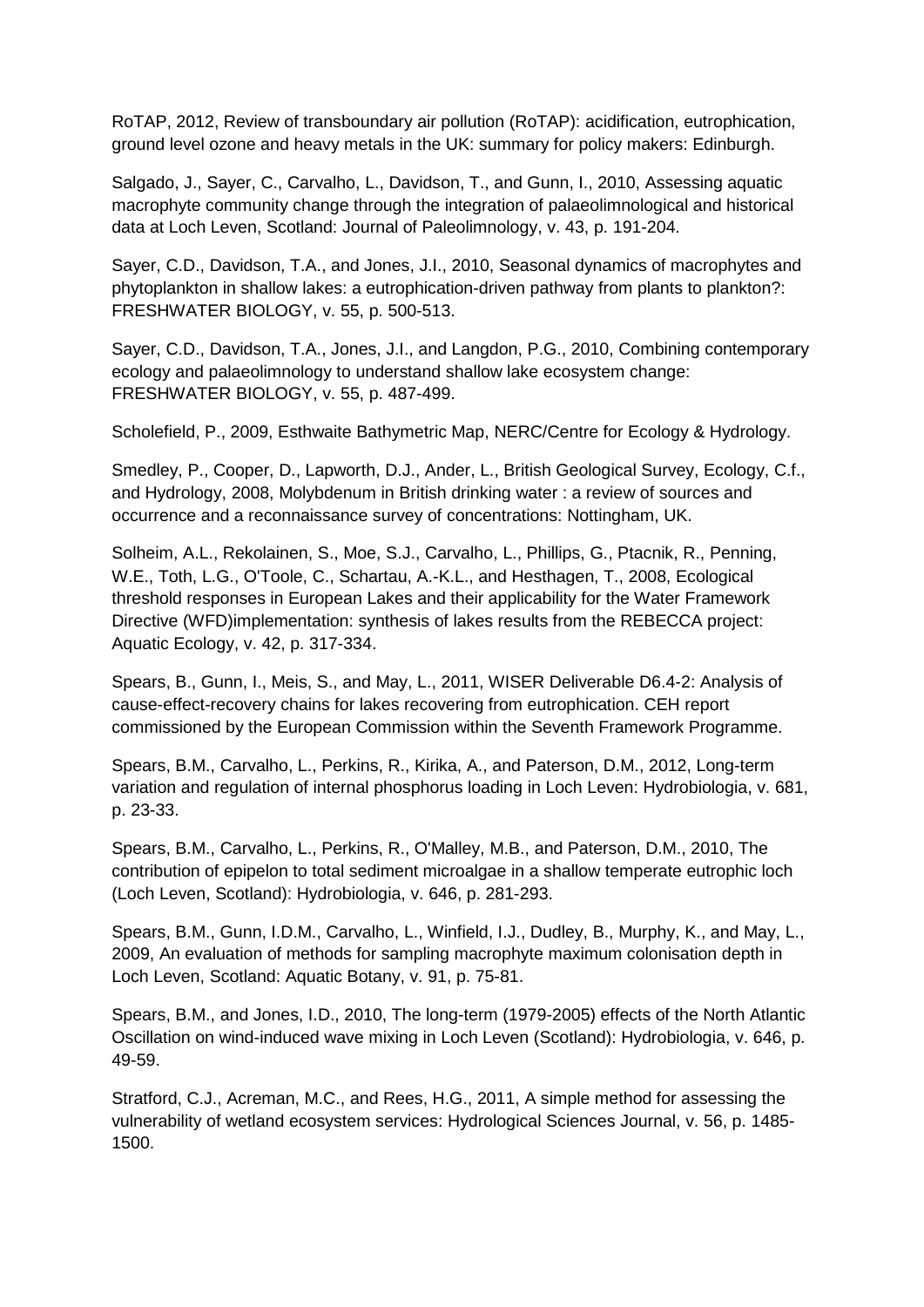RoTAP, 2012, Review of transboundary air pollution (RoTAP): acidification, eutrophication, ground level ozone and heavy metals in the UK: summary for policy makers: Edinburgh.

Salgado, J., Sayer, C., Carvalho, L., Davidson, T., and Gunn, I., 2010, Assessing aquatic macrophyte community change through the integration of palaeolimnological and historical data at Loch Leven, Scotland: Journal of Paleolimnology, v. 43, p. 191-204.

Sayer, C.D., Davidson, T.A., and Jones, J.I., 2010, Seasonal dynamics of macrophytes and phytoplankton in shallow lakes: a eutrophication-driven pathway from plants to plankton?: FRESHWATER BIOLOGY, v. 55, p. 500-513.

Sayer, C.D., Davidson, T.A., Jones, J.I., and Langdon, P.G., 2010, Combining contemporary ecology and palaeolimnology to understand shallow lake ecosystem change: FRESHWATER BIOLOGY, v. 55, p. 487-499.

Scholefield, P., 2009, Esthwaite Bathymetric Map, NERC/Centre for Ecology & Hydrology.

Smedley, P., Cooper, D., Lapworth, D.J., Ander, L., British Geological Survey, Ecology, C.f., and Hydrology, 2008, Molybdenum in British drinking water : a review of sources and occurrence and a reconnaissance survey of concentrations: Nottingham, UK.

Solheim, A.L., Rekolainen, S., Moe, S.J., Carvalho, L., Phillips, G., Ptacnik, R., Penning, W.E., Toth, L.G., O'Toole, C., Schartau, A.-K.L., and Hesthagen, T., 2008, Ecological threshold responses in European Lakes and their applicability for the Water Framework Directive (WFD)implementation: synthesis of lakes results from the REBECCA project: Aquatic Ecology, v. 42, p. 317-334.

Spears, B., Gunn, I., Meis, S., and May, L., 2011, WISER Deliverable D6.4-2: Analysis of cause-effect-recovery chains for lakes recovering from eutrophication. CEH report commissioned by the European Commission within the Seventh Framework Programme.

Spears, B.M., Carvalho, L., Perkins, R., Kirika, A., and Paterson, D.M., 2012, Long-term variation and regulation of internal phosphorus loading in Loch Leven: Hydrobiologia, v. 681, p. 23-33.

Spears, B.M., Carvalho, L., Perkins, R., O'Malley, M.B., and Paterson, D.M., 2010, The contribution of epipelon to total sediment microalgae in a shallow temperate eutrophic loch (Loch Leven, Scotland): Hydrobiologia, v. 646, p. 281-293.

Spears, B.M., Gunn, I.D.M., Carvalho, L., Winfield, I.J., Dudley, B., Murphy, K., and May, L., 2009, An evaluation of methods for sampling macrophyte maximum colonisation depth in Loch Leven, Scotland: Aquatic Botany, v. 91, p. 75-81.

Spears, B.M., and Jones, I.D., 2010, The long-term (1979-2005) effects of the North Atlantic Oscillation on wind-induced wave mixing in Loch Leven (Scotland): Hydrobiologia, v. 646, p. 49-59.

Stratford, C.J., Acreman, M.C., and Rees, H.G., 2011, A simple method for assessing the vulnerability of wetland ecosystem services: Hydrological Sciences Journal, v. 56, p. 1485-1500.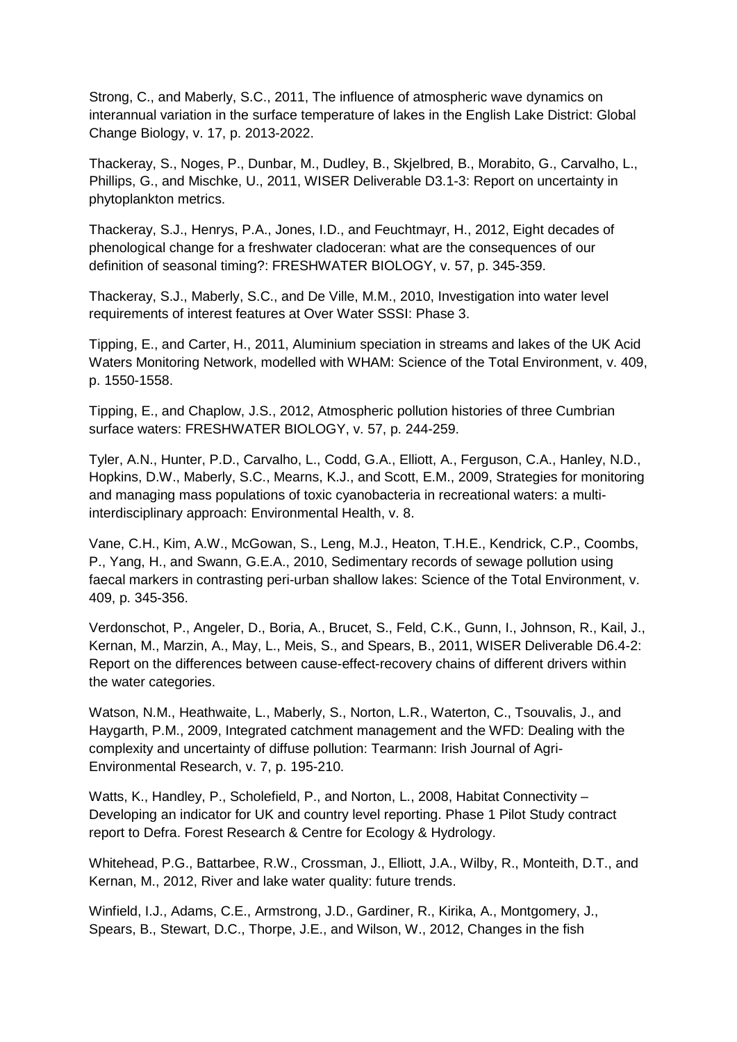Strong, C., and Maberly, S.C., 2011, The influence of atmospheric wave dynamics on interannual variation in the surface temperature of lakes in the English Lake District: Global Change Biology, v. 17, p. 2013-2022.

Thackeray, S., Noges, P., Dunbar, M., Dudley, B., Skjelbred, B., Morabito, G., Carvalho, L., Phillips, G., and Mischke, U., 2011, WISER Deliverable D3.1-3: Report on uncertainty in phytoplankton metrics.

Thackeray, S.J., Henrys, P.A., Jones, I.D., and Feuchtmayr, H., 2012, Eight decades of phenological change for a freshwater cladoceran: what are the consequences of our definition of seasonal timing?: FRESHWATER BIOLOGY, v. 57, p. 345-359.

Thackeray, S.J., Maberly, S.C., and De Ville, M.M., 2010, Investigation into water level requirements of interest features at Over Water SSSI: Phase 3.

Tipping, E., and Carter, H., 2011, Aluminium speciation in streams and lakes of the UK Acid Waters Monitoring Network, modelled with WHAM: Science of the Total Environment, v. 409, p. 1550-1558.

Tipping, E., and Chaplow, J.S., 2012, Atmospheric pollution histories of three Cumbrian surface waters: FRESHWATER BIOLOGY, v. 57, p. 244-259.

Tyler, A.N., Hunter, P.D., Carvalho, L., Codd, G.A., Elliott, A., Ferguson, C.A., Hanley, N.D., Hopkins, D.W., Maberly, S.C., Mearns, K.J., and Scott, E.M., 2009, Strategies for monitoring and managing mass populations of toxic cyanobacteria in recreational waters: a multi-interdisciplinary approach: Environmental Health, v. 8.

Vane, C.H., Kim, A.W., McGowan, S., Leng, M.J., Heaton, T.H.E., Kendrick, C.P., Coombs, P., Yang, H., and Swann, G.E.A., 2010, Sedimentary records of sewage pollution using faecal markers in contrasting peri-urban shallow lakes: Science of the Total Environment, v. 409, p. 345-356.

Verdonschot, P., Angeler, D., Boria, A., Brucet, S., Feld, C.K., Gunn, I., Johnson, R., Kail, J., Kernan, M., Marzin, A., May, L., Meis, S., and Spears, B., 2011, WISER Deliverable D6.4-2: Report on the differences between cause-effect-recovery chains of different drivers within the water categories.

Watson, N.M., Heathwaite, L., Maberly, S., Norton, L.R., Waterton, C., Tsouvalis, J., and Haygarth, P.M., 2009, Integrated catchment management and the WFD: Dealing with the complexity and uncertainty of diffuse pollution: Tearmann: Irish Journal of Agri-Environmental Research, v. 7, p. 195-210.

Watts, K., Handley, P., Scholefield, P., and Norton, L., 2008, Habitat Connectivity – Developing an indicator for UK and country level reporting. Phase 1 Pilot Study contract report to Defra. Forest Research & Centre for Ecology & Hydrology.

Whitehead, P.G., Battarbee, R.W., Crossman, J., Elliott, J.A., Wilby, R., Monteith, D.T., and Kernan, M., 2012, River and lake water quality: future trends.

Winfield, I.J., Adams, C.E., Armstrong, J.D., Gardiner, R., Kirika, A., Montgomery, J., Spears, B., Stewart, D.C., Thorpe, J.E., and Wilson, W., 2012, Changes in the fish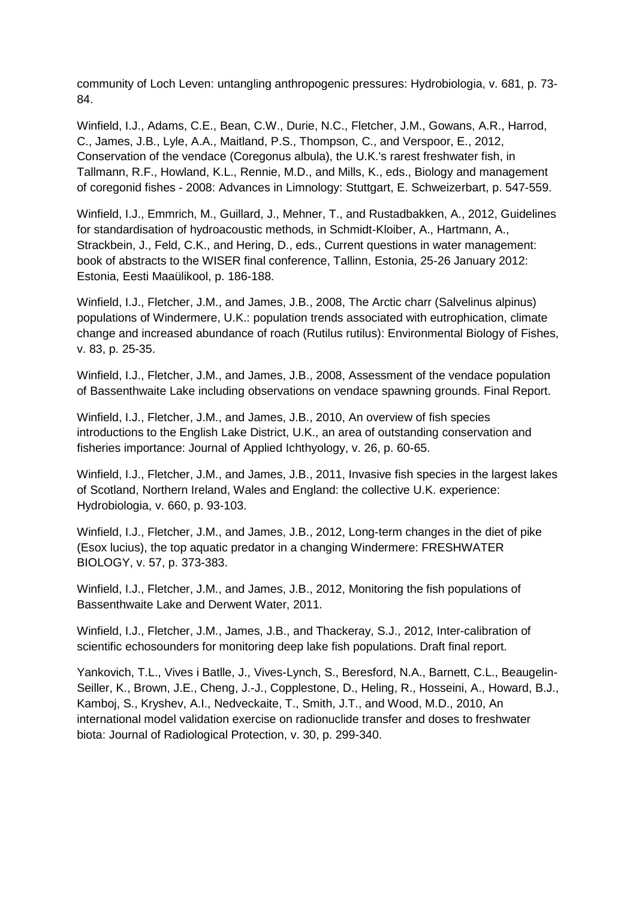community of Loch Leven: untangling anthropogenic pressures: Hydrobiologia, v. 681, p. 73-84.

Winfield, I.J., Adams, C.E., Bean, C.W., Durie, N.C., Fletcher, J.M., Gowans, A.R., Harrod, C., James, J.B., Lyle, A.A., Maitland, P.S., Thompson, C., and Verspoor, E., 2012, Conservation of the vendace (Coregonus albula), the U.K.'s rarest freshwater fish, in Tallmann, R.F., Howland, K.L., Rennie, M.D., and Mills, K., eds., Biology and management of coregonid fishes - 2008: Advances in Limnology: Stuttgart, E. Schweizerbart, p. 547-559.

Winfield, I.J., Emmrich, M., Guillard, J., Mehner, T., and Rustadbakken, A., 2012, Guidelines for standardisation of hydroacoustic methods, in Schmidt-Kloiber, A., Hartmann, A., Strackbein, J., Feld, C.K., and Hering, D., eds., Current questions in water management: book of abstracts to the WISER final conference, Tallinn, Estonia, 25-26 January 2012: Estonia, Eesti Maaülikool, p. 186-188.

Winfield, I.J., Fletcher, J.M., and James, J.B., 2008, The Arctic charr (Salvelinus alpinus) populations of Windermere, U.K.: population trends associated with eutrophication, climate change and increased abundance of roach (Rutilus rutilus): Environmental Biology of Fishes, v. 83, p. 25-35.

Winfield, I.J., Fletcher, J.M., and James, J.B., 2008, Assessment of the vendace population of Bassenthwaite Lake including observations on vendace spawning grounds. Final Report.

Winfield, I.J., Fletcher, J.M., and James, J.B., 2010, An overview of fish species introductions to the English Lake District, U.K., an area of outstanding conservation and fisheries importance: Journal of Applied Ichthyology, v. 26, p. 60-65.

Winfield, I.J., Fletcher, J.M., and James, J.B., 2011, Invasive fish species in the largest lakes of Scotland, Northern Ireland, Wales and England: the collective U.K. experience: Hydrobiologia, v. 660, p. 93-103.

Winfield, I.J., Fletcher, J.M., and James, J.B., 2012, Long-term changes in the diet of pike (Esox lucius), the top aquatic predator in a changing Windermere: FRESHWATER BIOLOGY, v. 57, p. 373-383.

Winfield, I.J., Fletcher, J.M., and James, J.B., 2012, Monitoring the fish populations of Bassenthwaite Lake and Derwent Water, 2011.

Winfield, I.J., Fletcher, J.M., James, J.B., and Thackeray, S.J., 2012, Inter-calibration of scientific echosounders for monitoring deep lake fish populations. Draft final report.

Yankovich, T.L., Vives i Batlle, J., Vives-Lynch, S., Beresford, N.A., Barnett, C.L., Beaugelin-Seiller, K., Brown, J.E., Cheng, J.-J., Copplestone, D., Heling, R., Hosseini, A., Howard, B.J., Kamboj, S., Kryshev, A.I., Nedveckaite, T., Smith, J.T., and Wood, M.D., 2010, An international model validation exercise on radionuclide transfer and doses to freshwater biota: Journal of Radiological Protection, v. 30, p. 299-340.